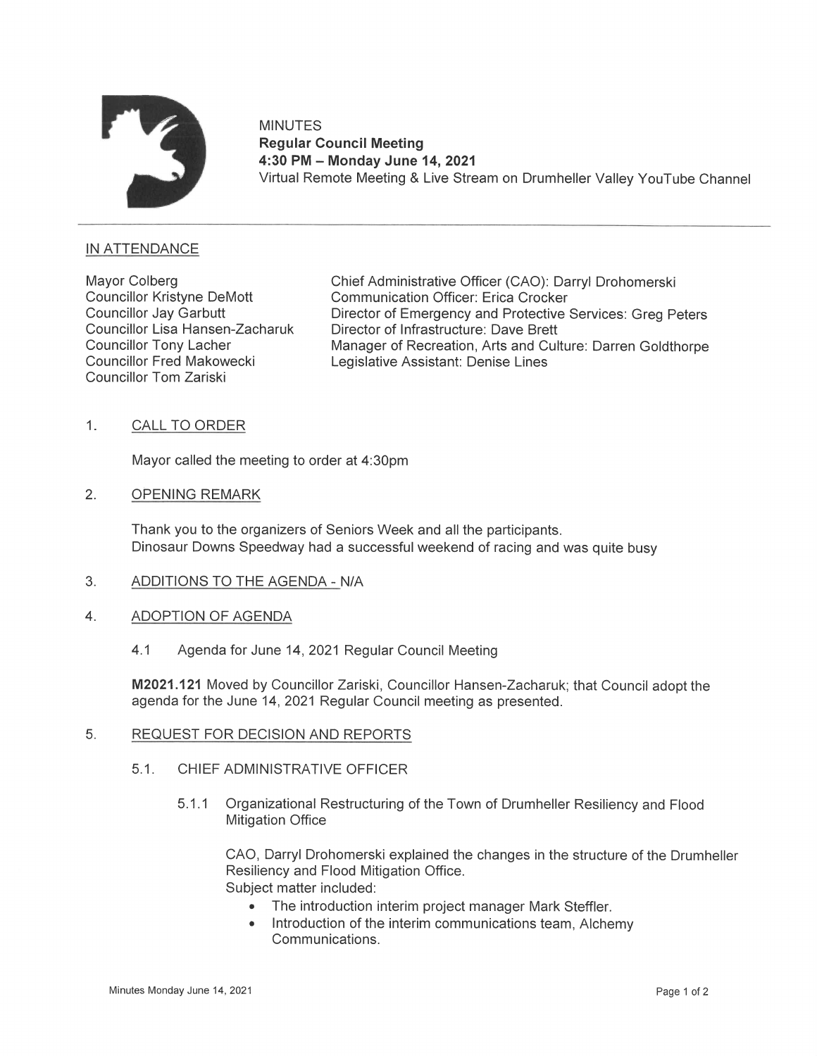MINUTES
**Regular Council Meeting**
**4:30 PM – Monday June 14, 2021**
Virtual Remote Meeting & Live Stream on Drumheller Valley YouTube Channel

---

## IN ATTENDANCE

Mayor Colberg
Councillor Kristyne DeMott
Councillor Jay Garbutt
Councillor Lisa Hansen-Zacharuk
Councillor Tony Lacher
Councillor Fred Makowecki
Councillor Tom Zariski

Chief Administrative Officer (CAO): Darryl Drohomerski
Communication Officer: Erica Crocker
Director of Emergency and Protective Services: Greg Peters
Director of Infrastructure: Dave Brett
Manager of Recreation, Arts and Culture: Darren Goldthorpe
Legislative Assistant: Denise Lines

## 1. CALL TO ORDER

Mayor called the meeting to order at 4:30pm

## 2. OPENING REMARK

Thank you to the organizers of Seniors Week and all the participants.
Dinosaur Downs Speedway had a successful weekend of racing and was quite busy

## 3. ADDITIONS TO THE AGENDA - N/A

## 4. ADOPTION OF AGENDA

4.1 Agenda for June 14, 2021 Regular Council Meeting

**M2021.121** Moved by Councillor Zariski, Councillor Hansen-Zacharuk; that Council adopt the agenda for the June 14, 2021 Regular Council meeting as presented.

## 5. REQUEST FOR DECISION AND REPORTS

### 5.1. CHIEF ADMINISTRATIVE OFFICER

5.1.1 Organizational Restructuring of the Town of Drumheller Resiliency and Flood Mitigation Office

CAO, Darryl Drohomerski explained the changes in the structure of the Drumheller Resiliency and Flood Mitigation Office.
Subject matter included:

- The introduction interim project manager Mark Steffler.
- Introduction of the interim communications team, Alchemy Communications.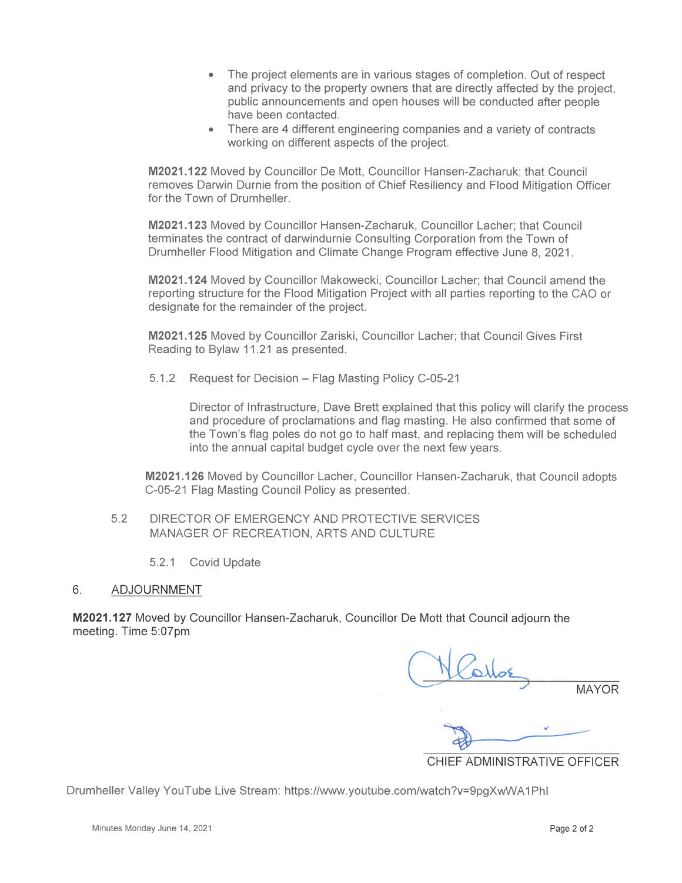- The project elements are in various stages of completion. Out of respect and privacy to the property owners that are directly affected by the project, public announcements and open houses will be conducted after people have been contacted.
- There are 4 different engineering companies and a variety of contracts working on different aspects of the project.

**M2021.122** Moved by Councillor De Mott, Councillor Hansen-Zacharuk; that Council removes Darwin Durnie from the position of Chief Resiliency and Flood Mitigation Officer for the Town of Drumheller.

**M2021.123** Moved by Councillor Hansen-Zacharuk, Councillor Lacher; that Council terminates the contract of darwindurnie Consulting Corporation from the Town of Drumheller Flood Mitigation and Climate Change Program effective June 8, 2021.

**M2021.124** Moved by Councillor Makowecki, Councillor Lacher; that Council amend the reporting structure for the Flood Mitigation Project with all parties reporting to the CAO or designate for the remainder of the project.

**M2021.125** Moved by Councillor Zariski, Councillor Lacher; that Council Gives First Reading to Bylaw 11.21 as presented.

5.1.2 Request for Decision – Flag Masting Policy C-05-21

Director of Infrastructure, Dave Brett explained that this policy will clarify the process and procedure of proclamations and flag masting. He also confirmed that some of the Town's flag poles do not go to half mast, and replacing them will be scheduled into the annual capital budget cycle over the next few years.

**M2021.126** Moved by Councillor Lacher, Councillor Hansen-Zacharuk, that Council adopts C-05-21 Flag Masting Council Policy as presented.

5.2 DIRECTOR OF EMERGENCY AND PROTECTIVE SERVICES
MANAGER OF RECREATION, ARTS AND CULTURE

5.2.1 Covid Update

## 6. ADJOURNMENT

**M2021.127** Moved by Councillor Hansen-Zacharuk, Councillor De Mott that Council adjourn the meeting. Time 5:07pm

MAYOR

CHIEF ADMINISTRATIVE OFFICER

Drumheller Valley YouTube Live Stream: https://www.youtube.com/watch?v=9pgXwWA1PhI

Minutes Monday June 14, 2021